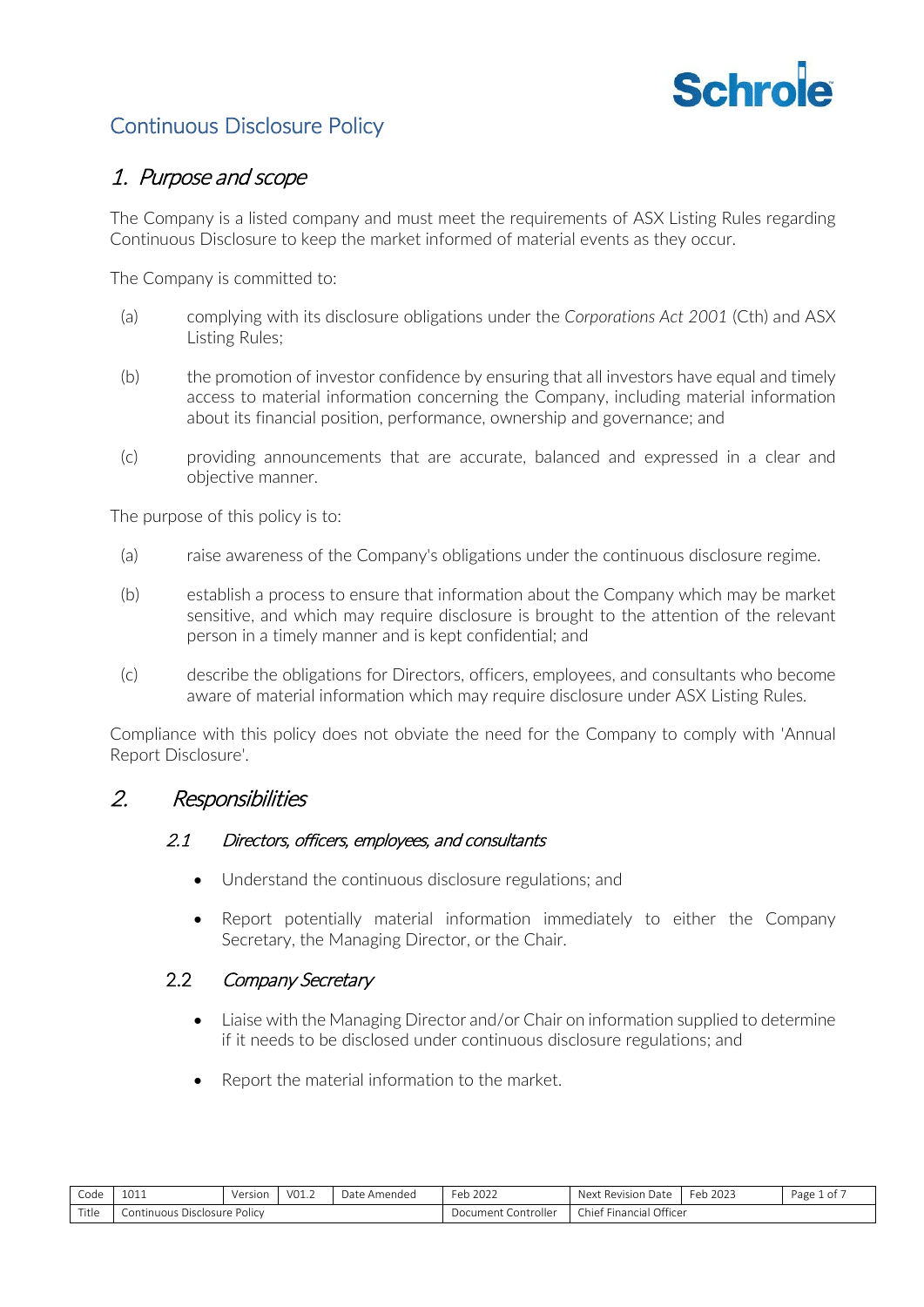# Continuous Disclosure Policy

## 1. *Purpose and scope*

The Company is a listed company and must meet the requirements of ASX Listing Rules regarding Continuous Disclosure to keep the market informed of material events as they occur.

The Company is committed to:

(a) complying with its disclosure obligations under the *Corporations Act 2001* (Cth) and ASX Listing Rules;

(b) the promotion of investor confidence by ensuring that all investors have equal and timely access to material information concerning the Company, including material information about its financial position, performance, ownership and governance; and

(c) providing announcements that are accurate, balanced and expressed in a clear and objective manner.

The purpose of this policy is to:

(a) raise awareness of the Company's obligations under the continuous disclosure regime.

(b) establish a process to ensure that information about the Company which may be market sensitive, and which may require disclosure is brought to the attention of the relevant person in a timely manner and is kept confidential; and

(c) describe the obligations for Directors, officers, employees, and consultants who become aware of material information which may require disclosure under ASX Listing Rules.

Compliance with this policy does not obviate the need for the Company to comply with 'Annual Report Disclosure'.

## 2. *Responsibilities*

### 2.1 *Directors, officers, employees, and consultants*

- Understand the continuous disclosure regulations; and
- Report potentially material information immediately to either the Company Secretary, the Managing Director, or the Chair.

### 2.2 *Company Secretary*

- Liaise with the Managing Director and/or Chair on information supplied to determine if it needs to be disclosed under continuous disclosure regulations; and
- Report the material information to the market.

| Code | 1011 | Version | V01.2 | Date Amended | Feb 2022 | Next Revision Date | Feb 2023 |
|---|---|---|---|---|---|---|---|
| Title | Continuous Disclosure Policy | | | | Document Controller | Chief Financial Officer | |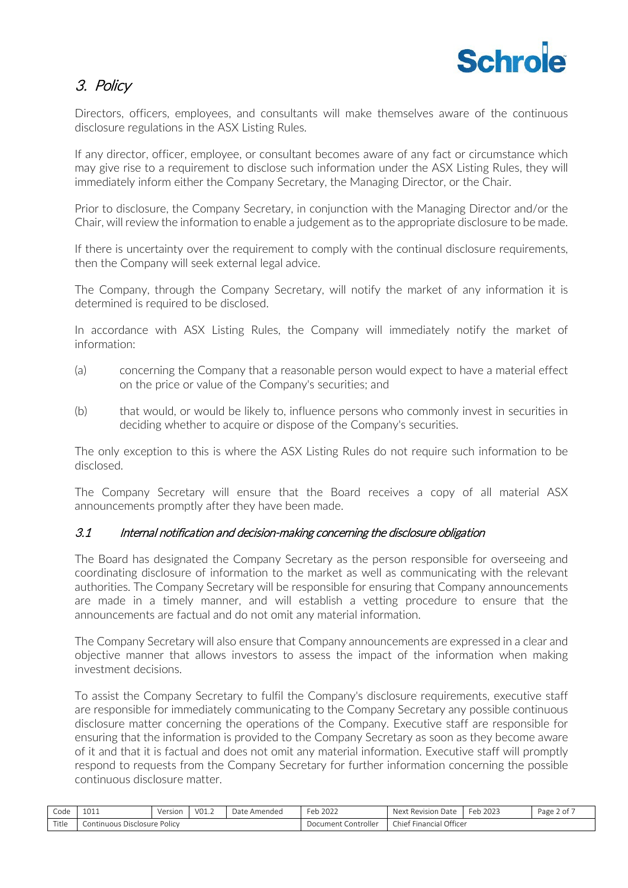## 3. *Policy*

Directors, officers, employees, and consultants will make themselves aware of the continuous disclosure regulations in the ASX Listing Rules.

If any director, officer, employee, or consultant becomes aware of any fact or circumstance which may give rise to a requirement to disclose such information under the ASX Listing Rules, they will immediately inform either the Company Secretary, the Managing Director, or the Chair.

Prior to disclosure, the Company Secretary, in conjunction with the Managing Director and/or the Chair, will review the information to enable a judgement as to the appropriate disclosure to be made.

If there is uncertainty over the requirement to comply with the continual disclosure requirements, then the Company will seek external legal advice.

The Company, through the Company Secretary, will notify the market of any information it is determined is required to be disclosed.

In accordance with ASX Listing Rules, the Company will immediately notify the market of information:

(a) concerning the Company that a reasonable person would expect to have a material effect on the price or value of the Company's securities; and

(b) that would, or would be likely to, influence persons who commonly invest in securities in deciding whether to acquire or dispose of the Company's securities.

The only exception to this is where the ASX Listing Rules do not require such information to be disclosed.

The Company Secretary will ensure that the Board receives a copy of all material ASX announcements promptly after they have been made.

### 3.1 *Internal notification and decision-making concerning the disclosure obligation*

The Board has designated the Company Secretary as the person responsible for overseeing and coordinating disclosure of information to the market as well as communicating with the relevant authorities. The Company Secretary will be responsible for ensuring that Company announcements are made in a timely manner, and will establish a vetting procedure to ensure that the announcements are factual and do not omit any material information.

The Company Secretary will also ensure that Company announcements are expressed in a clear and objective manner that allows investors to assess the impact of the information when making investment decisions.

To assist the Company Secretary to fulfil the Company's disclosure requirements, executive staff are responsible for immediately communicating to the Company Secretary any possible continuous disclosure matter concerning the operations of the Company. Executive staff are responsible for ensuring that the information is provided to the Company Secretary as soon as they become aware of it and that it is factual and does not omit any material information. Executive staff will promptly respond to requests from the Company Secretary for further information concerning the possible continuous disclosure matter.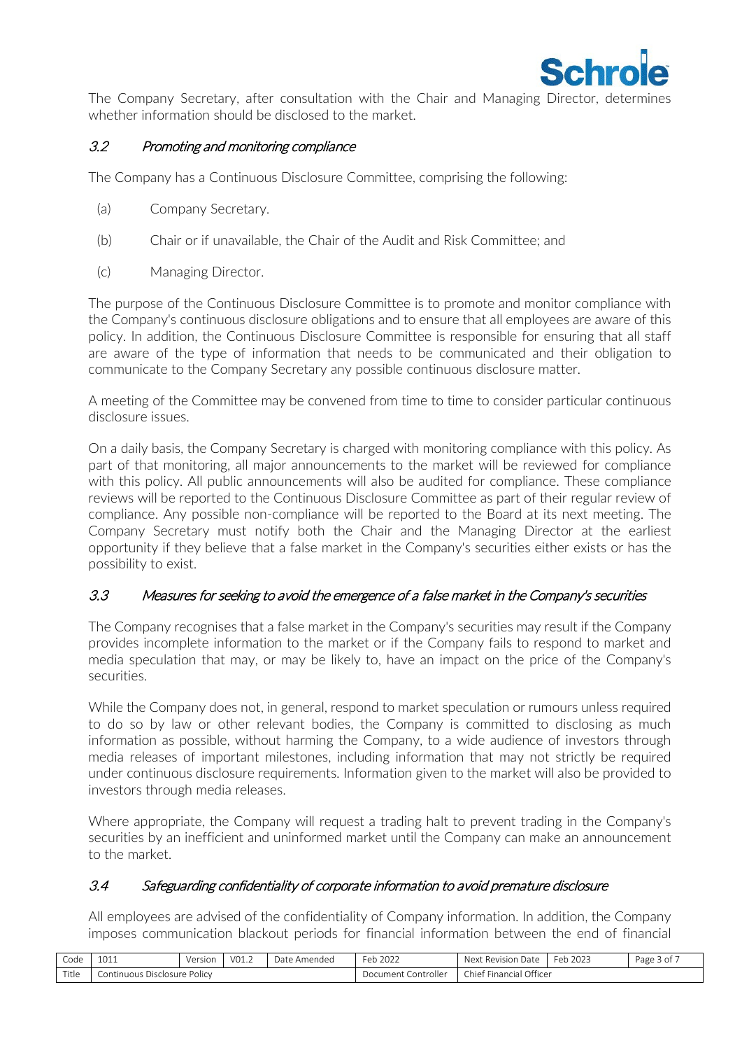The Company Secretary, after consultation with the Chair and Managing Director, determines whether information should be disclosed to the market.

### 3.2 *Promoting and monitoring compliance*

The Company has a Continuous Disclosure Committee, comprising the following:

(a) Company Secretary.

(b) Chair or if unavailable, the Chair of the Audit and Risk Committee; and

(c) Managing Director.

The purpose of the Continuous Disclosure Committee is to promote and monitor compliance with the Company's continuous disclosure obligations and to ensure that all employees are aware of this policy. In addition, the Continuous Disclosure Committee is responsible for ensuring that all staff are aware of the type of information that needs to be communicated and their obligation to communicate to the Company Secretary any possible continuous disclosure matter.

A meeting of the Committee may be convened from time to time to consider particular continuous disclosure issues.

On a daily basis, the Company Secretary is charged with monitoring compliance with this policy. As part of that monitoring, all major announcements to the market will be reviewed for compliance with this policy. All public announcements will also be audited for compliance. These compliance reviews will be reported to the Continuous Disclosure Committee as part of their regular review of compliance. Any possible non-compliance will be reported to the Board at its next meeting. The Company Secretary must notify both the Chair and the Managing Director at the earliest opportunity if they believe that a false market in the Company's securities either exists or has the possibility to exist.

### 3.3 *Measures for seeking to avoid the emergence of a false market in the Company's securities*

The Company recognises that a false market in the Company's securities may result if the Company provides incomplete information to the market or if the Company fails to respond to market and media speculation that may, or may be likely to, have an impact on the price of the Company's securities.

While the Company does not, in general, respond to market speculation or rumours unless required to do so by law or other relevant bodies, the Company is committed to disclosing as much information as possible, without harming the Company, to a wide audience of investors through media releases of important milestones, including information that may not strictly be required under continuous disclosure requirements. Information given to the market will also be provided to investors through media releases.

Where appropriate, the Company will request a trading halt to prevent trading in the Company's securities by an inefficient and uninformed market until the Company can make an announcement to the market.

### 3.4 *Safeguarding confidentiality of corporate information to avoid premature disclosure*

All employees are advised of the confidentiality of Company information. In addition, the Company imposes communication blackout periods for financial information between the end of financial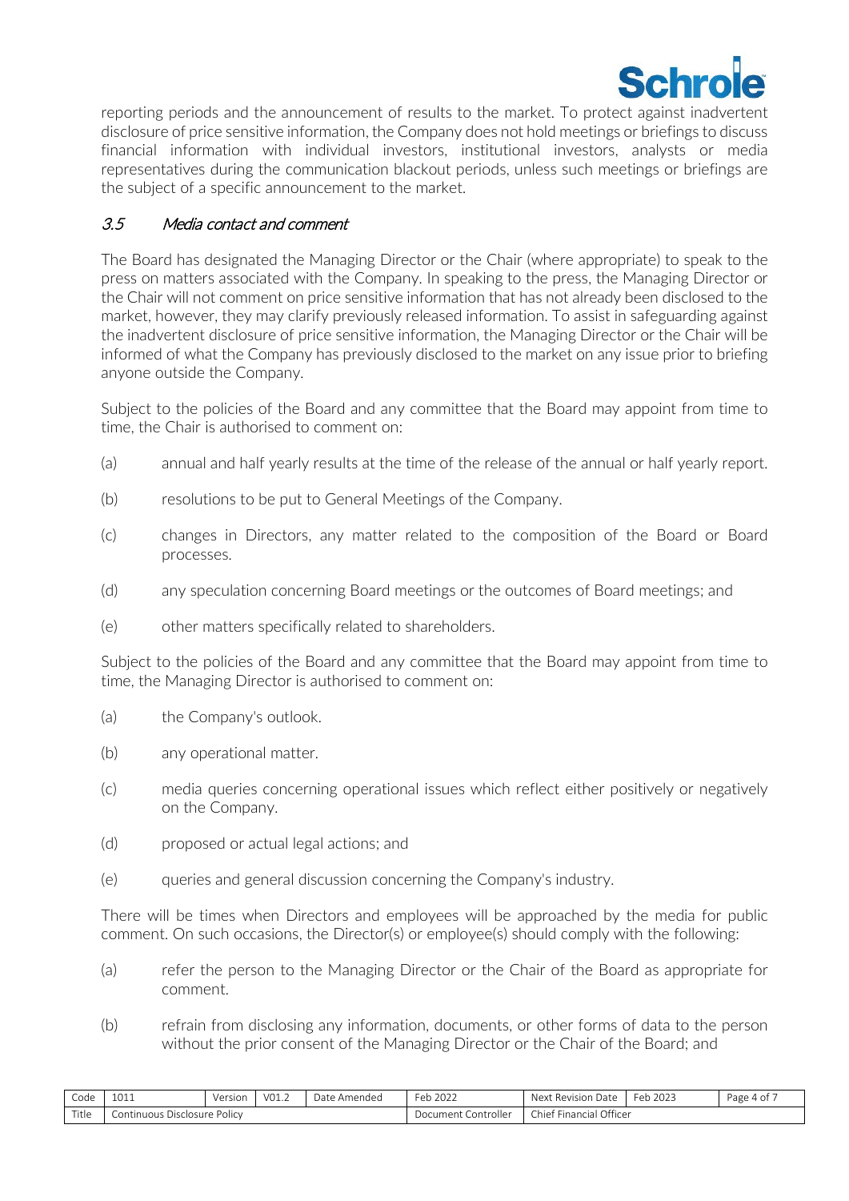reporting periods and the announcement of results to the market. To protect against inadvertent disclosure of price sensitive information, the Company does not hold meetings or briefings to discuss financial information with individual investors, institutional investors, analysts or media representatives during the communication blackout periods, unless such meetings or briefings are the subject of a specific announcement to the market.

### *3.5 Media contact and comment*

The Board has designated the Managing Director or the Chair (where appropriate) to speak to the press on matters associated with the Company. In speaking to the press, the Managing Director or the Chair will not comment on price sensitive information that has not already been disclosed to the market, however, they may clarify previously released information. To assist in safeguarding against the inadvertent disclosure of price sensitive information, the Managing Director or the Chair will be informed of what the Company has previously disclosed to the market on any issue prior to briefing anyone outside the Company.

Subject to the policies of the Board and any committee that the Board may appoint from time to time, the Chair is authorised to comment on:

(a) annual and half yearly results at the time of the release of the annual or half yearly report.

(b) resolutions to be put to General Meetings of the Company.

(c) changes in Directors, any matter related to the composition of the Board or Board processes.

(d) any speculation concerning Board meetings or the outcomes of Board meetings; and

(e) other matters specifically related to shareholders.

Subject to the policies of the Board and any committee that the Board may appoint from time to time, the Managing Director is authorised to comment on:

(a) the Company's outlook.

(b) any operational matter.

(c) media queries concerning operational issues which reflect either positively or negatively on the Company.

(d) proposed or actual legal actions; and

(e) queries and general discussion concerning the Company's industry.

There will be times when Directors and employees will be approached by the media for public comment. On such occasions, the Director(s) or employee(s) should comply with the following:

(a) refer the person to the Managing Director or the Chair of the Board as appropriate for comment.

(b) refrain from disclosing any information, documents, or other forms of data to the person without the prior consent of the Managing Director or the Chair of the Board; and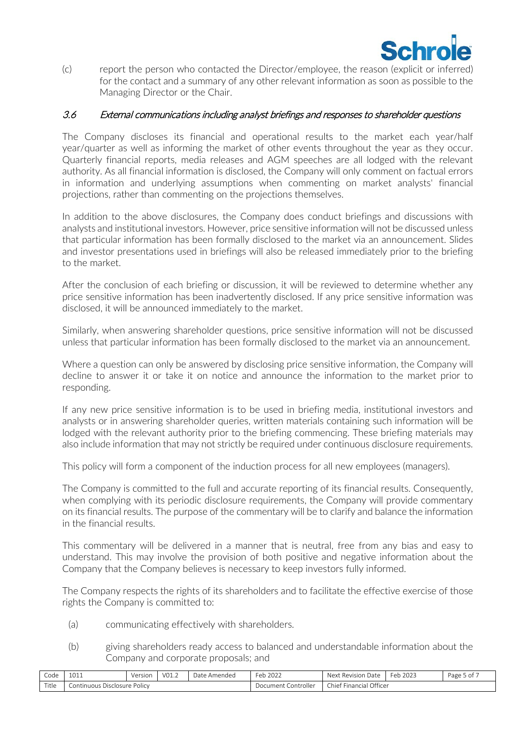(c) report the person who contacted the Director/employee, the reason (explicit or inferred) for the contact and a summary of any other relevant information as soon as possible to the Managing Director or the Chair.

### 3.6 *External communications including analyst briefings and responses to shareholder questions*

The Company discloses its financial and operational results to the market each year/half year/quarter as well as informing the market of other events throughout the year as they occur. Quarterly financial reports, media releases and AGM speeches are all lodged with the relevant authority. As all financial information is disclosed, the Company will only comment on factual errors in information and underlying assumptions when commenting on market analysts' financial projections, rather than commenting on the projections themselves.

In addition to the above disclosures, the Company does conduct briefings and discussions with analysts and institutional investors. However, price sensitive information will not be discussed unless that particular information has been formally disclosed to the market via an announcement. Slides and investor presentations used in briefings will also be released immediately prior to the briefing to the market.

After the conclusion of each briefing or discussion, it will be reviewed to determine whether any price sensitive information has been inadvertently disclosed. If any price sensitive information was disclosed, it will be announced immediately to the market.

Similarly, when answering shareholder questions, price sensitive information will not be discussed unless that particular information has been formally disclosed to the market via an announcement.

Where a question can only be answered by disclosing price sensitive information, the Company will decline to answer it or take it on notice and announce the information to the market prior to responding.

If any new price sensitive information is to be used in briefing media, institutional investors and analysts or in answering shareholder queries, written materials containing such information will be lodged with the relevant authority prior to the briefing commencing. These briefing materials may also include information that may not strictly be required under continuous disclosure requirements.

This policy will form a component of the induction process for all new employees (managers).

The Company is committed to the full and accurate reporting of its financial results. Consequently, when complying with its periodic disclosure requirements, the Company will provide commentary on its financial results. The purpose of the commentary will be to clarify and balance the information in the financial results.

This commentary will be delivered in a manner that is neutral, free from any bias and easy to understand. This may involve the provision of both positive and negative information about the Company that the Company believes is necessary to keep investors fully informed.

The Company respects the rights of its shareholders and to facilitate the effective exercise of those rights the Company is committed to:

(a) communicating effectively with shareholders.

(b) giving shareholders ready access to balanced and understandable information about the Company and corporate proposals; and

| Code | 1011 | Version | V01.2 | Date Amended | Feb 2022 | Next Revision Date | Feb 2023 |
|---|---|---|---|---|---|---|---|
| Title | Continuous Disclosure Policy | | | | Document Controller | Chief Financial Officer | |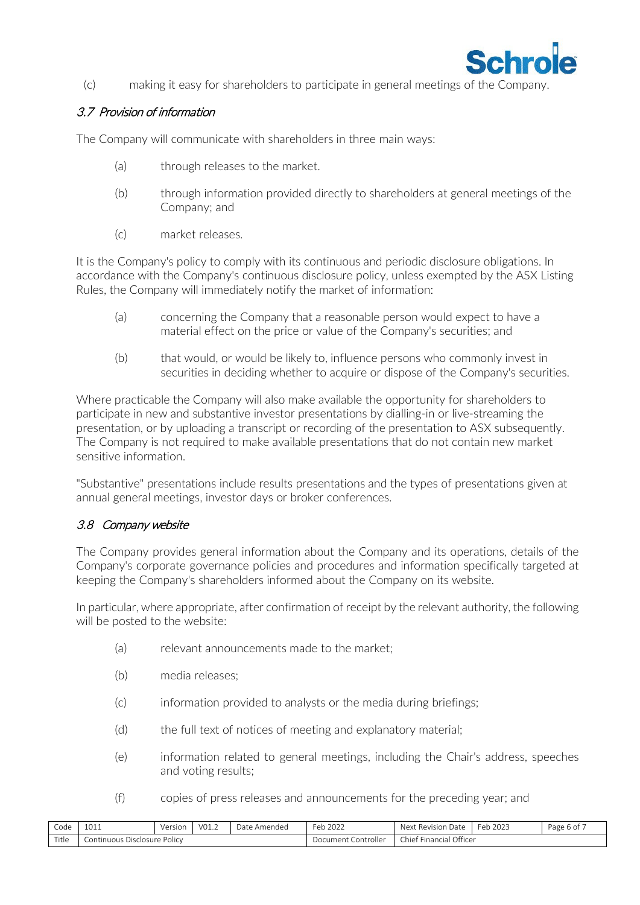(c) making it easy for shareholders to participate in general meetings of the Company.

### *3.7 Provision of information*

The Company will communicate with shareholders in three main ways:

(a) through releases to the market.

(b) through information provided directly to shareholders at general meetings of the Company; and

(c) market releases.

It is the Company's policy to comply with its continuous and periodic disclosure obligations. In accordance with the Company's continuous disclosure policy, unless exempted by the ASX Listing Rules, the Company will immediately notify the market of information:

(a) concerning the Company that a reasonable person would expect to have a material effect on the price or value of the Company's securities; and

(b) that would, or would be likely to, influence persons who commonly invest in securities in deciding whether to acquire or dispose of the Company's securities.

Where practicable the Company will also make available the opportunity for shareholders to participate in new and substantive investor presentations by dialling-in or live-streaming the presentation, or by uploading a transcript or recording of the presentation to ASX subsequently. The Company is not required to make available presentations that do not contain new market sensitive information.

"Substantive" presentations include results presentations and the types of presentations given at annual general meetings, investor days or broker conferences.

### *3.8 Company website*

The Company provides general information about the Company and its operations, details of the Company's corporate governance policies and procedures and information specifically targeted at keeping the Company's shareholders informed about the Company on its website.

In particular, where appropriate, after confirmation of receipt by the relevant authority, the following will be posted to the website:

(a) relevant announcements made to the market;

(b) media releases;

(c) information provided to analysts or the media during briefings;

(d) the full text of notices of meeting and explanatory material;

(e) information related to general meetings, including the Chair's address, speeches and voting results;

(f) copies of press releases and announcements for the preceding year; and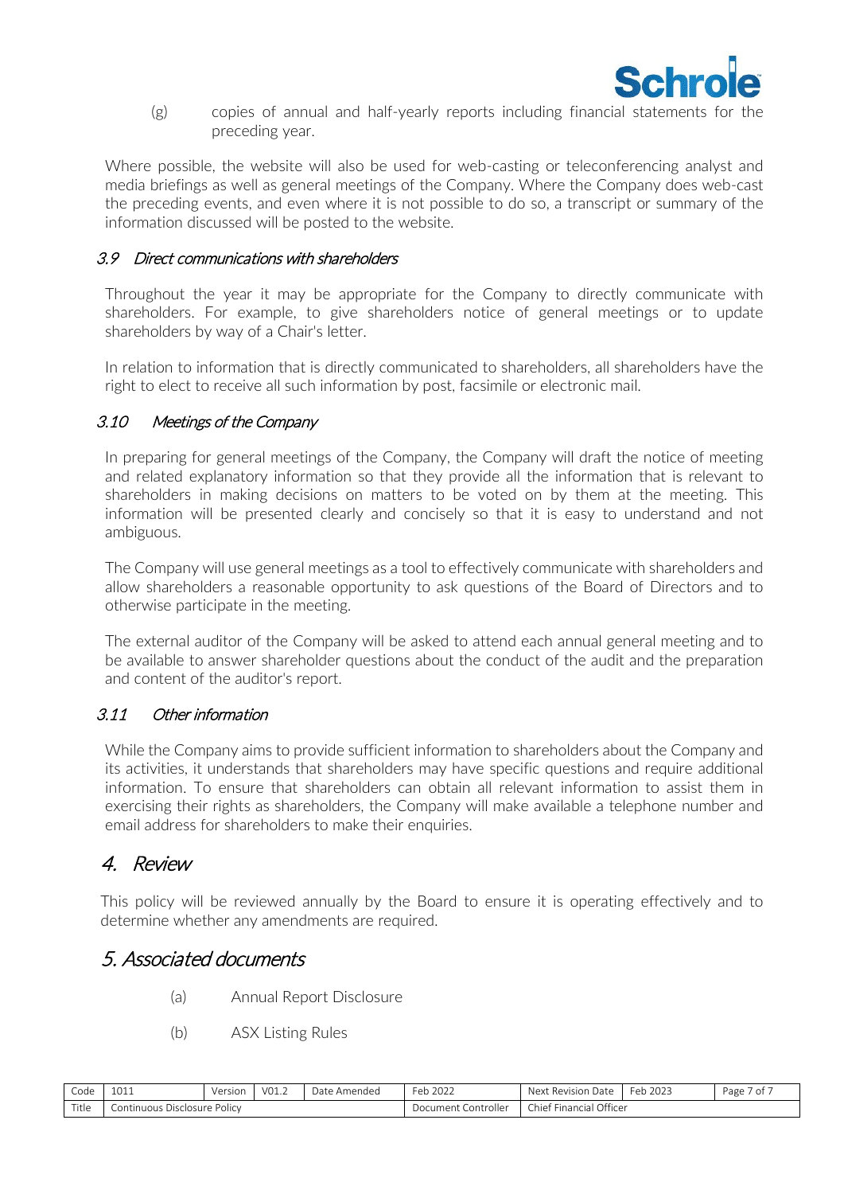(g) copies of annual and half-yearly reports including financial statements for the preceding year.

Where possible, the website will also be used for web-casting or teleconferencing analyst and media briefings as well as general meetings of the Company. Where the Company does web-cast the preceding events, and even where it is not possible to do so, a transcript or summary of the information discussed will be posted to the website.

### *3.9 Direct communications with shareholders*

Throughout the year it may be appropriate for the Company to directly communicate with shareholders. For example, to give shareholders notice of general meetings or to update shareholders by way of a Chair's letter.

In relation to information that is directly communicated to shareholders, all shareholders have the right to elect to receive all such information by post, facsimile or electronic mail.

### *3.10 Meetings of the Company*

In preparing for general meetings of the Company, the Company will draft the notice of meeting and related explanatory information so that they provide all the information that is relevant to shareholders in making decisions on matters to be voted on by them at the meeting. This information will be presented clearly and concisely so that it is easy to understand and not ambiguous.

The Company will use general meetings as a tool to effectively communicate with shareholders and allow shareholders a reasonable opportunity to ask questions of the Board of Directors and to otherwise participate in the meeting.

The external auditor of the Company will be asked to attend each annual general meeting and to be available to answer shareholder questions about the conduct of the audit and the preparation and content of the auditor's report.

### *3.11 Other information*

While the Company aims to provide sufficient information to shareholders about the Company and its activities, it understands that shareholders may have specific questions and require additional information. To ensure that shareholders can obtain all relevant information to assist them in exercising their rights as shareholders, the Company will make available a telephone number and email address for shareholders to make their enquiries.

## *4. Review*

This policy will be reviewed annually by the Board to ensure it is operating effectively and to determine whether any amendments are required.

## *5. Associated documents*

(a) Annual Report Disclosure

(b) ASX Listing Rules